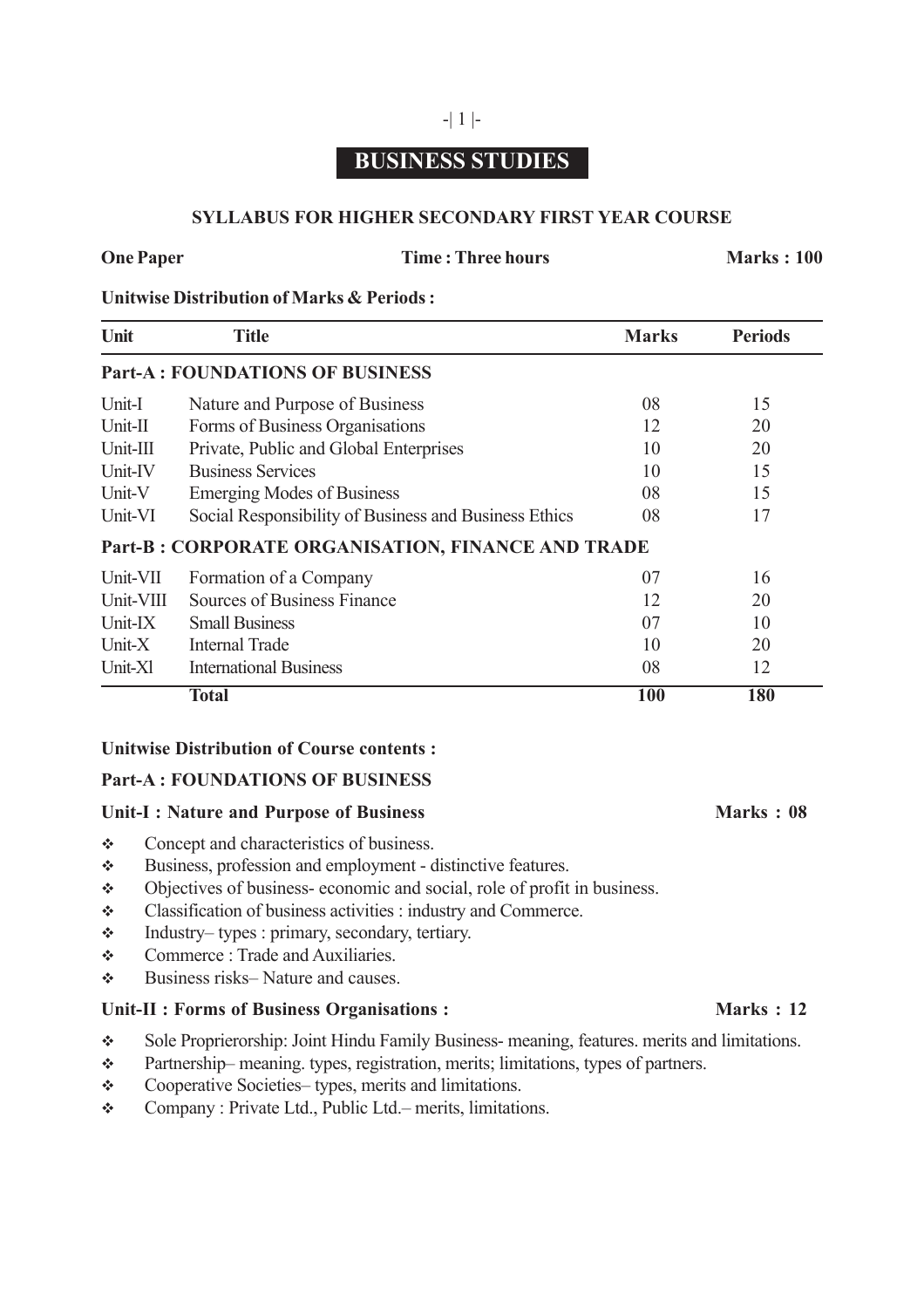# BUSINESS STUDIES

## SYLLABUS FOR HIGHER SECONDARY FIRST YEAR COURSE

**One Paper** **Time : Three hours** **Marks : 100**

**Unitwise Distribution of Marks & Periods :**

| Unit | Title | Marks | Periods |
|---|---|---|---|
| **Part-A : FOUNDATIONS OF BUSINESS** | | | |
| Unit-I | Nature and Purpose of Business | 08 | 15 |
| Unit-II | Forms of Business Organisations | 12 | 20 |
| Unit-III | Private, Public and Global Enterprises | 10 | 20 |
| Unit-IV | Business Services | 10 | 15 |
| Unit-V | Emerging Modes of Business | 08 | 15 |
| Unit-VI | Social Responsibility of Business and Business Ethics | 08 | 17 |
| **Part-B : CORPORATE ORGANISATION, FINANCE AND TRADE** | | | |
| Unit-VII | Formation of a Company | 07 | 16 |
| Unit-VIII | Sources of Business Finance | 12 | 20 |
| Unit-IX | Small Business | 07 | 10 |
| Unit-X | Internal Trade | 10 | 20 |
| Unit-Xl | International Business | 08 | 12 |
| | **Total** | **100** | **180** |

**Unitwise Distribution of Course contents :**

### Part-A : FOUNDATIONS OF BUSINESS

**Unit-I : Nature and Purpose of Business** **Marks : 08**

- Concept and characteristics of business.
- Business, profession and employment - distinctive features.
- Objectives of business- economic and social, role of profit in business.
- Classification of business activities : industry and Commerce.
- Industry– types : primary, secondary, tertiary.
- Commerce : Trade and Auxiliaries.
- Business risks– Nature and causes.

**Unit-II : Forms of Business Organisations :** **Marks : 12**

- Sole Proprierorship: Joint Hindu Family Business- meaning, features. merits and limitations.
- Partnership– meaning. types, registration, merits; limitations, types of partners.
- Cooperative Societies– types, merits and limitations.
- Company : Private Ltd., Public Ltd.– merits, limitations.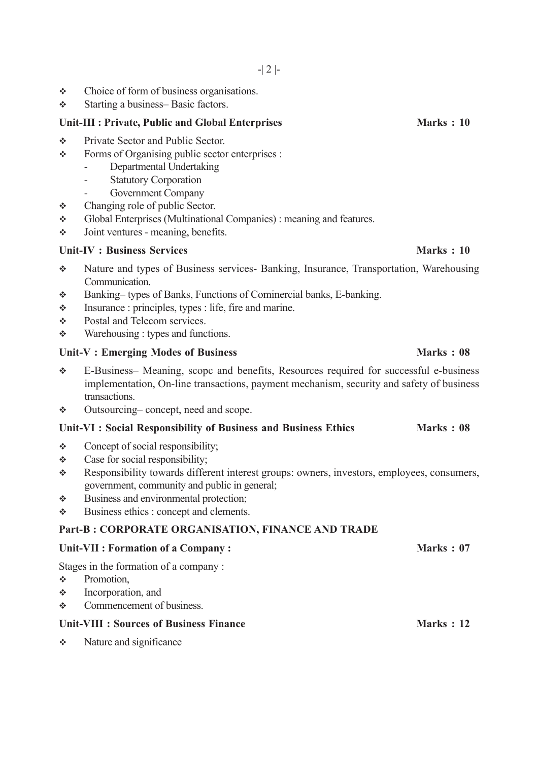- Choice of form of business organisations.
- Starting a business– Basic factors.

### Unit-III : Private, Public and Global Enterprises — Marks : 10

- Private Sector and Public Sector.
- Forms of Organising public sector enterprises :
  - Departmental Undertaking
  - Statutory Corporation
  - Government Company
- Changing role of public Sector.
- Global Enterprises (Multinational Companies) : meaning and features.
- Joint ventures - meaning, benefits.

### Unit-IV : Business Services — Marks : 10

- Nature and types of Business services- Banking, Insurance, Transportation, Warehousing Communication.
- Banking– types of Banks, Functions of Cominercial banks, E-banking.
- Insurance : principles, types : life, fire and marine.
- Postal and Telecom services.
- Warehousing : types and functions.

### Unit-V : Emerging Modes of Business — Marks : 08

- E-Business– Meaning, scopc and benefits, Resources required for successful e-business implementation, On-line transactions, payment mechanism, security and safety of business transactions.
- Outsourcing– concept, need and scope.

### Unit-VI : Social Responsibility of Business and Business Ethics — Marks : 08

- Concept of social responsibility;
- Case for social responsibility;
- Responsibility towards different interest groups: owners, investors, employees, consumers, government, community and public in general;
- Business and environmental protection;
- Business ethics : concept and clements.

## Part-B : CORPORATE ORGANISATION, FINANCE AND TRADE

### Unit-VII : Formation of a Company : — Marks : 07

Stages in the formation of a company :

- Promotion,
- Incorporation, and
- Commencement of business.

### Unit-VIII : Sources of Business Finance — Marks : 12

- Nature and significance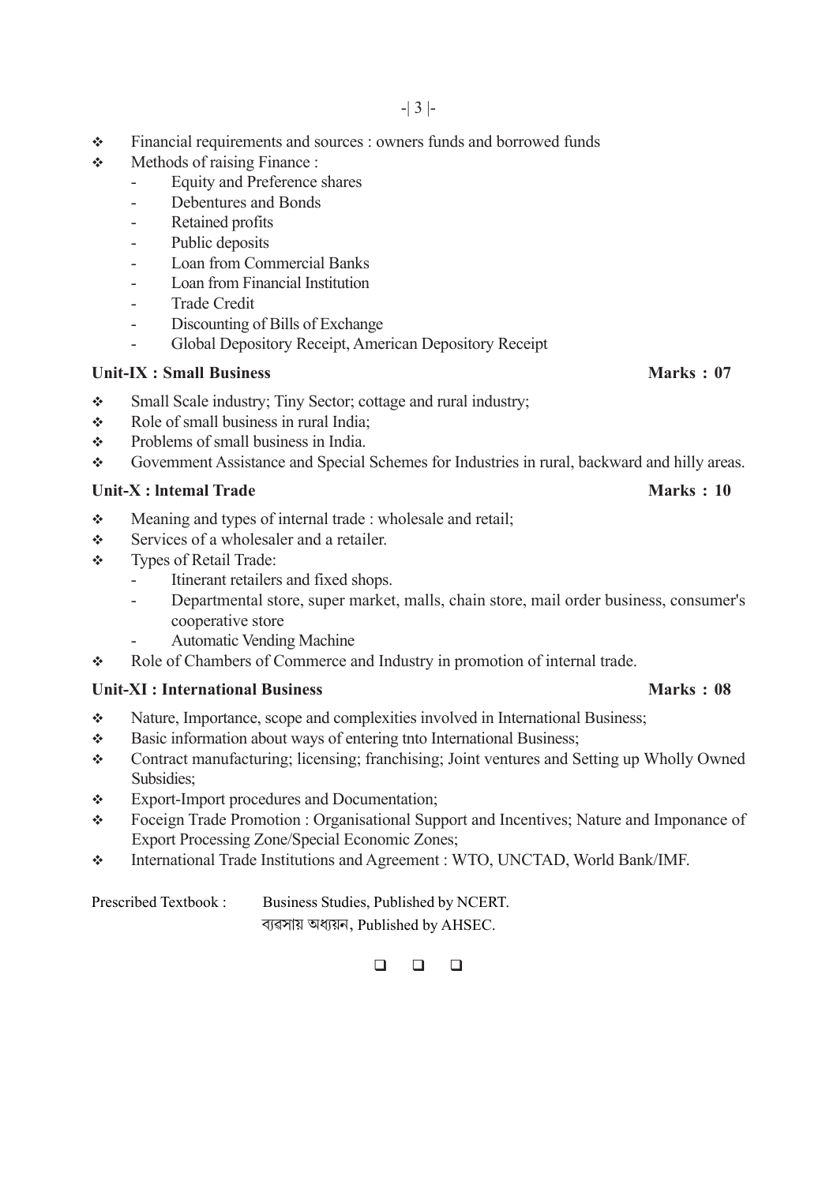- Financial requirements and sources : owners funds and borrowed funds
- Methods of raising Finance :
  - Equity and Preference shares
  - Debentures and Bonds
  - Retained profits
  - Public deposits
  - Loan from Commercial Banks
  - Loan from Financial Institution
  - Trade Credit
  - Discounting of Bills of Exchange
  - Global Depository Receipt, American Depository Receipt

**Unit-IX : Small Business** **Marks : 07**

- Small Scale industry; Tiny Sector; cottage and rural industry;
- Role of small business in rural India;
- Problems of small business in India.
- Govemment Assistance and Special Schemes for Industries in rural, backward and hilly areas.

**Unit-X : lntemal Trade** **Marks : 10**

- Meaning and types of internal trade : wholesale and retail;
- Services of a wholesaler and a retailer.
- Types of Retail Trade:
  - Itinerant retailers and fixed shops.
  - Departmental store, super market, malls, chain store, mail order business, consumer's cooperative store
  - Automatic Vending Machine
- Role of Chambers of Commerce and Industry in promotion of internal trade.

**Unit-XI : International Business** **Marks : 08**

- Nature, Importance, scope and complexities involved in International Business;
- Basic information about ways of entering tnto International Business;
- Contract manufacturing; licensing; franchising; Joint ventures and Setting up Wholly Owned Subsidies;
- Export-Import procedures and Documentation;
- Foceign Trade Promotion : Organisational Support and Incentives; Nature and Imponance of Export Processing Zone/Special Economic Zones;
- International Trade Institutions and Agreement : WTO, UNCTAD, World Bank/IMF.

Prescribed Textbook : Business Studies, Published by NCERT.
ব্যবসায় অধ্যয়ন, Published by AHSEC.